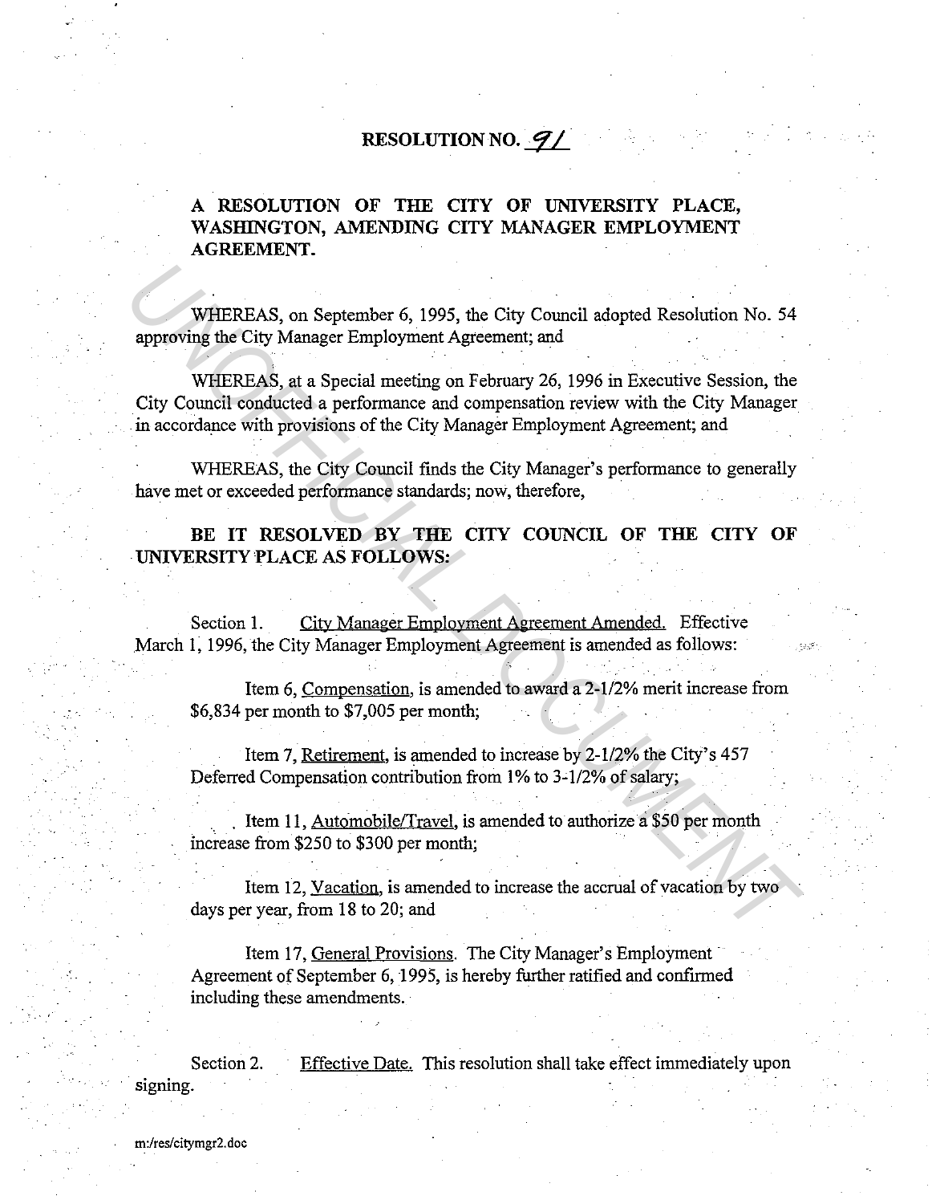# RESOLUTION NO. 91

## A RESOLUTION OF THE CITY OF UNIVERSITY PLACE, WASHINGTON, AMENDING CITY MANAGER EMPLOYMENT AGREEMENT.

WHEREAS, on September 6, 1995, the City Council adopted Resolution No. 54 approving the City Manager Employment Agreement; and

WHEREAS, at a Special meeting on February 26, 1996 in Executive Session, the City Council conducted a performance and compensation review with the City Manager in accordance with provisions of the City Manager Employment Agreement; and

WHEREAS, the City Council finds the City Manager's performance to generally have met or exceeded performance standards; now, therefore,

**BE IT RESOLVED BY THE CITY COUNCIL OF THE CITY OF UNIVERSITY PLACE AS FOLLOWS:**

Section 1. City Manager Employment Agreement Amended. Effective March 1, 1996, the City Manager Employment Agreement is amended as follows:

Item 6, Compensation, is amended to award a 2-1/2% merit increase from $6,834 per month to $7,005 per month;

Item 7, Retirement, is amended to increase by 2-1/2% the City's 457 Deferred Compensation contribution from 1% to 3-1/2% of salary;

Item 11, Automobile/Travel, is amended to authorize a $50 per month increase from $250 to $300 per month;

Item 12, Vacation, is amended to increase the accrual of vacation by two days per year, from 18 to 20; and

Item 17, General Provisions. The City Manager's Employment Agreement of September 6, 1995, is hereby further ratified and confirmed including these amendments.

Section 2. Effective Date. This resolution shall take effect immediately upon signing.

m:/res/citymgr2.doc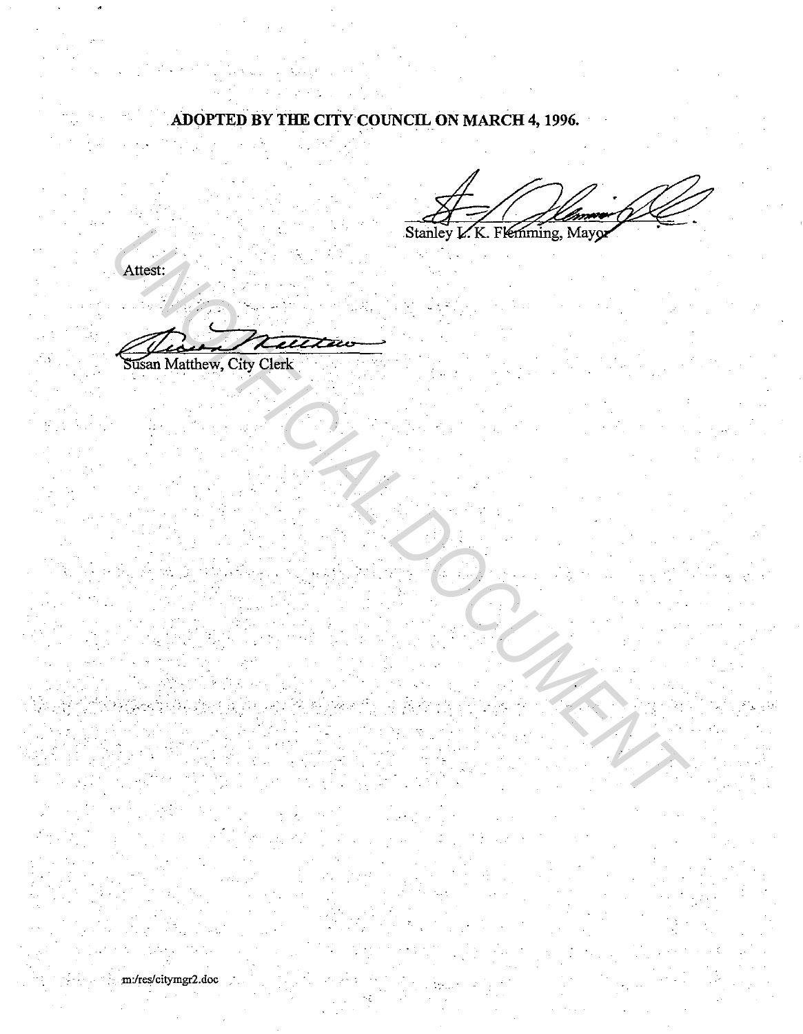**ADOPTED BY THE CITY COUNCIL ON MARCH 4, 1996.**

Stanley L. K. Flemming, Mayor

Attest:

Susan Matthew, City Clerk

m:/res/citymgr2.doc